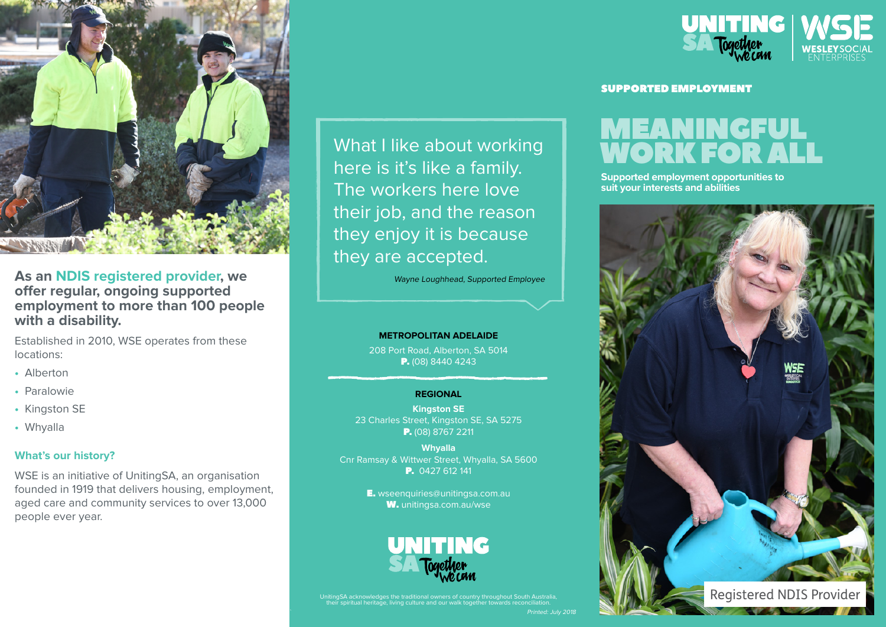As an **NDIS registered provider**, we offer regular, ongoing supported employment to more than 100 people with a disability.

Established in 2010, WSE operates from these locations:

- Alberton
- Paralowie
- Kingston SE
- Whyalla

### What's our history?

WSE is an initiative of UnitingSA, an organisation founded in 1919 that delivers housing, employment, aged care and community services to over 13,000 people ever year.

> What I like about working here is it's like a family. The workers here love their job, and the reason they enjoy it is because they are accepted.
>
> *Wayne Loughhead, Supported Employee*

**METROPOLITAN ADELAIDE**

208 Port Road, Alberton, SA 5014
**P.** (08) 8440 4243

**REGIONAL**

**Kingston SE**
23 Charles Street, Kingston SE, SA 5275
**P.** (08) 8767 2211

**Whyalla**
Cnr Ramsay & Wittwer Street, Whyalla, SA 5600
**P.** 0427 612 141

**E.** wseenquiries@unitingsa.com.au
**W.** unitingsa.com.au/wse

UNITING SA Together we can

UnitingSA acknowledges the traditional owners of country throughout South Australia, their spiritual heritage, living culture and our walk together towards reconciliation.

*Printed: July 2018*

UNITING SA Together we can | WSE WESLEY SOCIAL ENTERPRISES

**SUPPORTED EMPLOYMENT**

# MEANINGFUL WORK FOR ALL

**Supported employment opportunities to suit your interests and abilities**

Registered NDIS Provider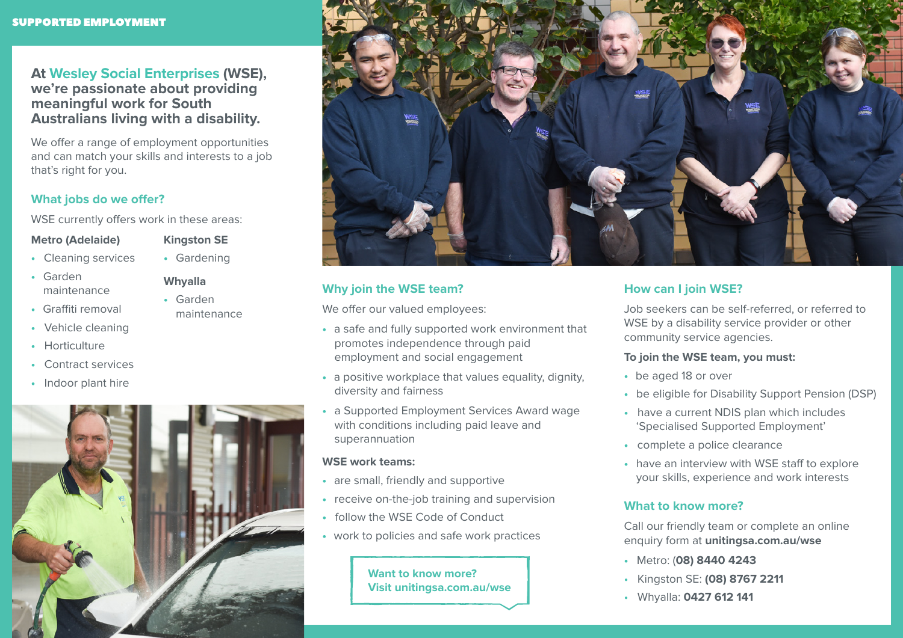SUPPORTED EMPLOYMENT

## At Wesley Social Enterprises (WSE), we're passionate about providing meaningful work for South Australians living with a disability.

We offer a range of employment opportunities and can match your skills and interests to a job that's right for you.

### What jobs do we offer?

WSE currently offers work in these areas:

**Metro (Adelaide)**

- Cleaning services
- Garden maintenance
- Graffiti removal
- Vehicle cleaning
- Horticulture
- Contract services
- Indoor plant hire

**Kingston SE**

- Gardening

**Whyalla**

- Garden maintenance

### Why join the WSE team?

We offer our valued employees:

- a safe and fully supported work environment that promotes independence through paid employment and social engagement
- a positive workplace that values equality, dignity, diversity and fairness
- a Supported Employment Services Award wage with conditions including paid leave and superannuation

**WSE work teams:**

- are small, friendly and supportive
- receive on-the-job training and supervision
- follow the WSE Code of Conduct
- work to policies and safe work practices

**Want to know more?**
**Visit unitingsa.com.au/wse**

### How can I join WSE?

Job seekers can be self-referred, or referred to WSE by a disability service provider or other community service agencies.

**To join the WSE team, you must:**

- be aged 18 or over
- be eligible for Disability Support Pension (DSP)
- have a current NDIS plan which includes 'Specialised Supported Employment'
- complete a police clearance
- have an interview with WSE staff to explore your skills, experience and work interests

### What to know more?

Call our friendly team or complete an online enquiry form at **unitingsa.com.au/wse**

- Metro: **(08) 8440 4243**
- Kingston SE: **(08) 8767 2211**
- Whyalla: **0427 612 141**